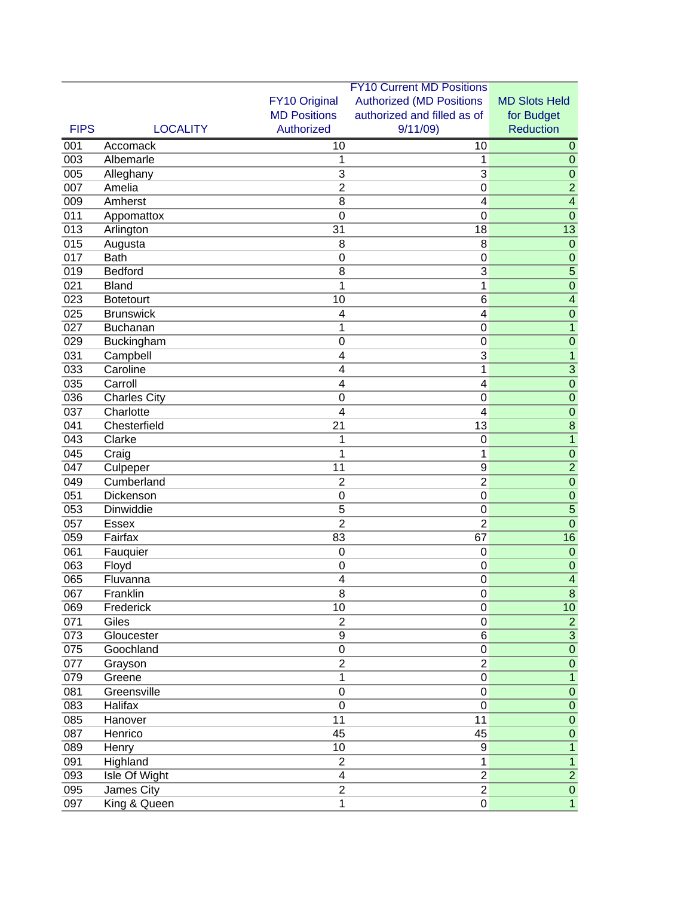| FIPS | LOCALITY | FY10 Original MD Positions Authorized | FY10 Current MD Positions Authorized (MD Positions authorized and filled as of 9/11/09) | MD Slots Held for Budget Reduction |
|---|---|---|---|---|
| 001 | Accomack | 10 | 10 | 0 |
| 003 | Albemarle | 1 | 1 | 0 |
| 005 | Alleghany | 3 | 3 | 0 |
| 007 | Amelia | 2 | 0 | 2 |
| 009 | Amherst | 8 | 4 | 4 |
| 011 | Appomattox | 0 | 0 | 0 |
| 013 | Arlington | 31 | 18 | 13 |
| 015 | Augusta | 8 | 8 | 0 |
| 017 | Bath | 0 | 0 | 0 |
| 019 | Bedford | 8 | 3 | 5 |
| 021 | Bland | 1 | 1 | 0 |
| 023 | Botetourt | 10 | 6 | 4 |
| 025 | Brunswick | 4 | 4 | 0 |
| 027 | Buchanan | 1 | 0 | 1 |
| 029 | Buckingham | 0 | 0 | 0 |
| 031 | Campbell | 4 | 3 | 1 |
| 033 | Caroline | 4 | 1 | 3 |
| 035 | Carroll | 4 | 4 | 0 |
| 036 | Charles City | 0 | 0 | 0 |
| 037 | Charlotte | 4 | 4 | 0 |
| 041 | Chesterfield | 21 | 13 | 8 |
| 043 | Clarke | 1 | 0 | 1 |
| 045 | Craig | 1 | 1 | 0 |
| 047 | Culpeper | 11 | 9 | 2 |
| 049 | Cumberland | 2 | 2 | 0 |
| 051 | Dickenson | 0 | 0 | 0 |
| 053 | Dinwiddie | 5 | 0 | 5 |
| 057 | Essex | 2 | 2 | 0 |
| 059 | Fairfax | 83 | 67 | 16 |
| 061 | Fauquier | 0 | 0 | 0 |
| 063 | Floyd | 0 | 0 | 0 |
| 065 | Fluvanna | 4 | 0 | 4 |
| 067 | Franklin | 8 | 0 | 8 |
| 069 | Frederick | 10 | 0 | 10 |
| 071 | Giles | 2 | 0 | 2 |
| 073 | Gloucester | 9 | 6 | 3 |
| 075 | Goochland | 0 | 0 | 0 |
| 077 | Grayson | 2 | 2 | 0 |
| 079 | Greene | 1 | 0 | 1 |
| 081 | Greensville | 0 | 0 | 0 |
| 083 | Halifax | 0 | 0 | 0 |
| 085 | Hanover | 11 | 11 | 0 |
| 087 | Henrico | 45 | 45 | 0 |
| 089 | Henry | 10 | 9 | 1 |
| 091 | Highland | 2 | 1 | 1 |
| 093 | Isle Of Wight | 4 | 2 | 2 |
| 095 | James City | 2 | 2 | 0 |
| 097 | King & Queen | 1 | 0 | 1 |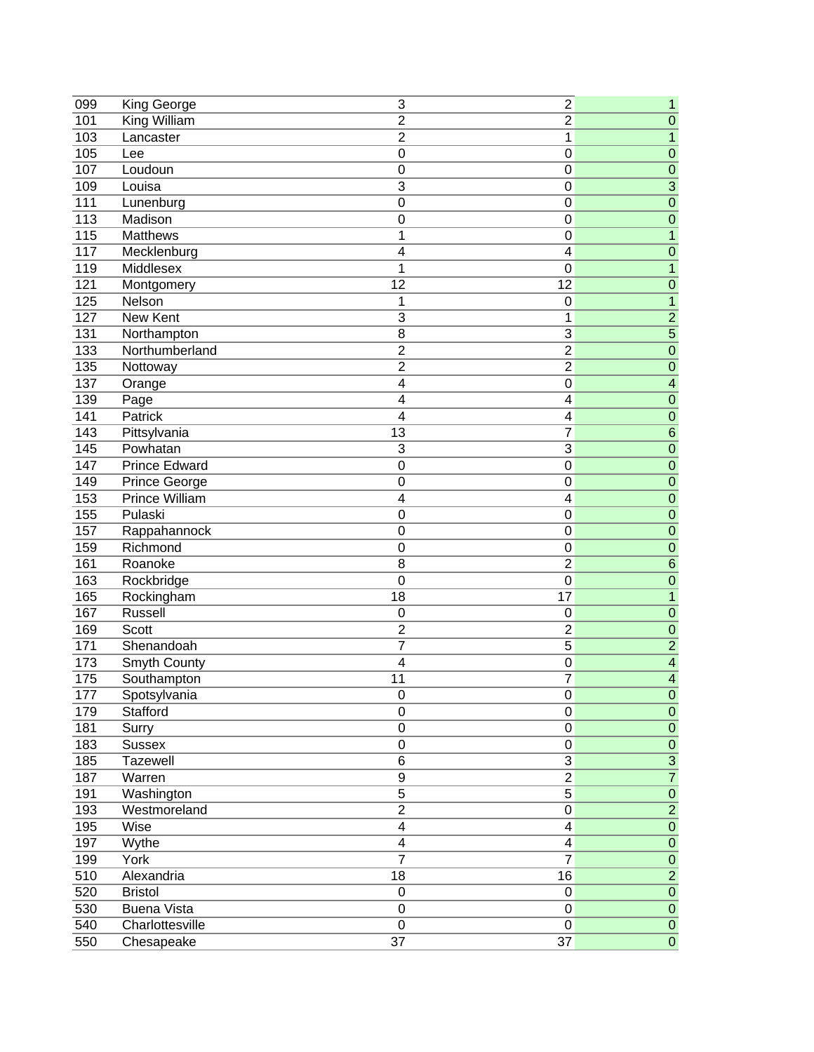| | | | | |
|---|---|---|---|---|
| 099 | King George | 3 | 2 | 1 |
| 101 | King William | 2 | 2 | 0 |
| 103 | Lancaster | 2 | 1 | 1 |
| 105 | Lee | 0 | 0 | 0 |
| 107 | Loudoun | 0 | 0 | 0 |
| 109 | Louisa | 3 | 0 | 3 |
| 111 | Lunenburg | 0 | 0 | 0 |
| 113 | Madison | 0 | 0 | 0 |
| 115 | Matthews | 1 | 0 | 1 |
| 117 | Mecklenburg | 4 | 4 | 0 |
| 119 | Middlesex | 1 | 0 | 1 |
| 121 | Montgomery | 12 | 12 | 0 |
| 125 | Nelson | 1 | 0 | 1 |
| 127 | New Kent | 3 | 1 | 2 |
| 131 | Northampton | 8 | 3 | 5 |
| 133 | Northumberland | 2 | 2 | 0 |
| 135 | Nottoway | 2 | 2 | 0 |
| 137 | Orange | 4 | 0 | 4 |
| 139 | Page | 4 | 4 | 0 |
| 141 | Patrick | 4 | 4 | 0 |
| 143 | Pittsylvania | 13 | 7 | 6 |
| 145 | Powhatan | 3 | 3 | 0 |
| 147 | Prince Edward | 0 | 0 | 0 |
| 149 | Prince George | 0 | 0 | 0 |
| 153 | Prince William | 4 | 4 | 0 |
| 155 | Pulaski | 0 | 0 | 0 |
| 157 | Rappahannock | 0 | 0 | 0 |
| 159 | Richmond | 0 | 0 | 0 |
| 161 | Roanoke | 8 | 2 | 6 |
| 163 | Rockbridge | 0 | 0 | 0 |
| 165 | Rockingham | 18 | 17 | 1 |
| 167 | Russell | 0 | 0 | 0 |
| 169 | Scott | 2 | 2 | 0 |
| 171 | Shenandoah | 7 | 5 | 2 |
| 173 | Smyth County | 4 | 0 | 4 |
| 175 | Southampton | 11 | 7 | 4 |
| 177 | Spotsylvania | 0 | 0 | 0 |
| 179 | Stafford | 0 | 0 | 0 |
| 181 | Surry | 0 | 0 | 0 |
| 183 | Sussex | 0 | 0 | 0 |
| 185 | Tazewell | 6 | 3 | 3 |
| 187 | Warren | 9 | 2 | 7 |
| 191 | Washington | 5 | 5 | 0 |
| 193 | Westmoreland | 2 | 0 | 2 |
| 195 | Wise | 4 | 4 | 0 |
| 197 | Wythe | 4 | 4 | 0 |
| 199 | York | 7 | 7 | 0 |
| 510 | Alexandria | 18 | 16 | 2 |
| 520 | Bristol | 0 | 0 | 0 |
| 530 | Buena Vista | 0 | 0 | 0 |
| 540 | Charlottesville | 0 | 0 | 0 |
| 550 | Chesapeake | 37 | 37 | 0 |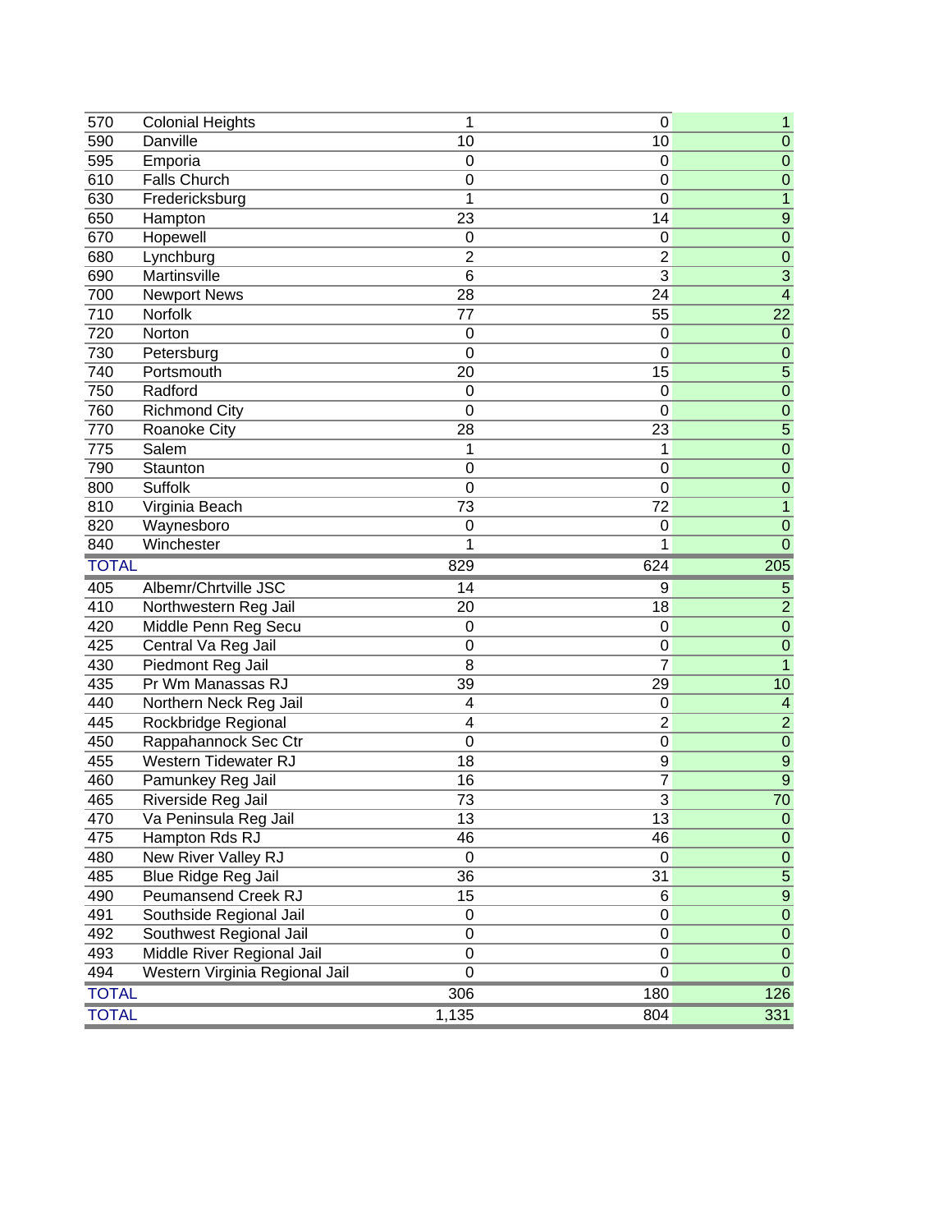| | | | | |
|---|---|---|---|---|
| 570 | Colonial Heights | 1 | 0 | 1 |
| 590 | Danville | 10 | 10 | 0 |
| 595 | Emporia | 0 | 0 | 0 |
| 610 | Falls Church | 0 | 0 | 0 |
| 630 | Fredericksburg | 1 | 0 | 1 |
| 650 | Hampton | 23 | 14 | 9 |
| 670 | Hopewell | 0 | 0 | 0 |
| 680 | Lynchburg | 2 | 2 | 0 |
| 690 | Martinsville | 6 | 3 | 3 |
| 700 | Newport News | 28 | 24 | 4 |
| 710 | Norfolk | 77 | 55 | 22 |
| 720 | Norton | 0 | 0 | 0 |
| 730 | Petersburg | 0 | 0 | 0 |
| 740 | Portsmouth | 20 | 15 | 5 |
| 750 | Radford | 0 | 0 | 0 |
| 760 | Richmond City | 0 | 0 | 0 |
| 770 | Roanoke City | 28 | 23 | 5 |
| 775 | Salem | 1 | 1 | 0 |
| 790 | Staunton | 0 | 0 | 0 |
| 800 | Suffolk | 0 | 0 | 0 |
| 810 | Virginia Beach | 73 | 72 | 1 |
| 820 | Waynesboro | 0 | 0 | 0 |
| 840 | Winchester | 1 | 1 | 0 |
| TOTAL | | 829 | 624 | 205 |
| 405 | Albemr/Chrtville JSC | 14 | 9 | 5 |
| 410 | Northwestern Reg Jail | 20 | 18 | 2 |
| 420 | Middle Penn Reg Secu | 0 | 0 | 0 |
| 425 | Central Va Reg Jail | 0 | 0 | 0 |
| 430 | Piedmont Reg Jail | 8 | 7 | 1 |
| 435 | Pr Wm Manassas RJ | 39 | 29 | 10 |
| 440 | Northern Neck Reg Jail | 4 | 0 | 4 |
| 445 | Rockbridge Regional | 4 | 2 | 2 |
| 450 | Rappahannock Sec Ctr | 0 | 0 | 0 |
| 455 | Western Tidewater RJ | 18 | 9 | 9 |
| 460 | Pamunkey Reg Jail | 16 | 7 | 9 |
| 465 | Riverside Reg Jail | 73 | 3 | 70 |
| 470 | Va Peninsula Reg Jail | 13 | 13 | 0 |
| 475 | Hampton Rds RJ | 46 | 46 | 0 |
| 480 | New River Valley RJ | 0 | 0 | 0 |
| 485 | Blue Ridge Reg Jail | 36 | 31 | 5 |
| 490 | Peumansend Creek RJ | 15 | 6 | 9 |
| 491 | Southside Regional Jail | 0 | 0 | 0 |
| 492 | Southwest Regional Jail | 0 | 0 | 0 |
| 493 | Middle River Regional Jail | 0 | 0 | 0 |
| 494 | Western Virginia Regional Jail | 0 | 0 | 0 |
| TOTAL | | 306 | 180 | 126 |
| TOTAL | | 1,135 | 804 | 331 |